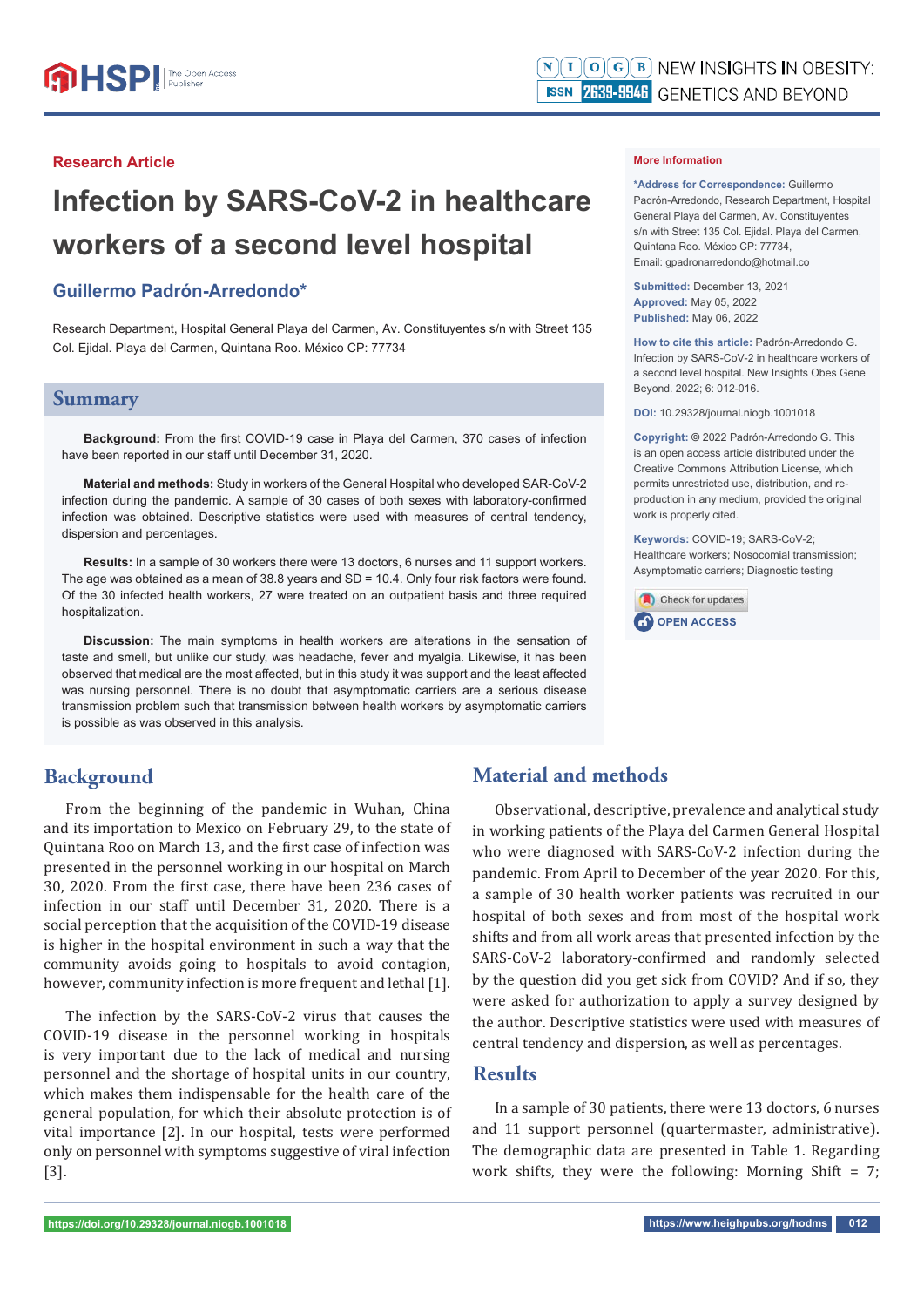Research Article

# Infection by SARS-CoV-2 in healthcare workers of a second level hospital

**Guillermo Padrón-Arredondo***

Research Department, Hospital General Playa del Carmen, Av. Constituyentes s/n with Street 135 Col. Ejidal. Playa del Carmen, Quintana Roo. México CP: 77734

## Summary

**Background:** From the first COVID-19 case in Playa del Carmen, 370 cases of infection have been reported in our staff until December 31, 2020.

**Material and methods:** Study in workers of the General Hospital who developed SAR-CoV-2 infection during the pandemic. A sample of 30 cases of both sexes with laboratory-confirmed infection was obtained. Descriptive statistics were used with measures of central tendency, dispersion and percentages.

**Results:** In a sample of 30 workers there were 13 doctors, 6 nurses and 11 support workers. The age was obtained as a mean of 38.8 years and SD = 10.4. Only four risk factors were found. Of the 30 infected health workers, 27 were treated on an outpatient basis and three required hospitalization.

**Discussion:** The main symptoms in health workers are alterations in the sensation of taste and smell, but unlike our study, was headache, fever and myalgia. Likewise, it has been observed that medical are the most affected, but in this study it was support and the least affected was nursing personnel. There is no doubt that asymptomatic carriers are a serious disease transmission problem such that transmission between health workers by asymptomatic carriers is possible as was observed in this analysis.

**More Information**

**\*Address for Correspondence:** Guillermo Padrón-Arredondo, Research Department, Hospital General Playa del Carmen, Av. Constituyentes s/n with Street 135 Col. Ejidal. Playa del Carmen, Quintana Roo. México CP: 77734, Email: gpadronarredondo@hotmail.co

**Submitted:** December 13, 2021
**Approved:** May 05, 2022
**Published:** May 06, 2022

**How to cite this article:** Padrón-Arredondo G. Infection by SARS-CoV-2 in healthcare workers of a second level hospital. New Insights Obes Gene Beyond. 2022; 6: 012-016.

**DOI:** 10.29328/journal.niogb.1001018

**Copyright:** © 2022 Padrón-Arredondo G. This is an open access article distributed under the Creative Commons Attribution License, which permits unrestricted use, distribution, and reproduction in any medium, provided the original work is properly cited.

**Keywords:** COVID-19; SARS-CoV-2; Healthcare workers; Nosocomial transmission; Asymptomatic carriers; Diagnostic testing

OPEN ACCESS

## Background

From the beginning of the pandemic in Wuhan, China and its importation to Mexico on February 29, to the state of Quintana Roo on March 13, and the first case of infection was presented in the personnel working in our hospital on March 30, 2020. From the first case, there have been 236 cases of infection in our staff until December 31, 2020. There is a social perception that the acquisition of the COVID-19 disease is higher in the hospital environment in such a way that the community avoids going to hospitals to avoid contagion, however, community infection is more frequent and lethal [1].

The infection by the SARS-CoV-2 virus that causes the COVID-19 disease in the personnel working in hospitals is very important due to the lack of medical and nursing personnel and the shortage of hospital units in our country, which makes them indispensable for the health care of the general population, for which their absolute protection is of vital importance [2]. In our hospital, tests were performed only on personnel with symptoms suggestive of viral infection [3].

## Material and methods

Observational, descriptive, prevalence and analytical study in working patients of the Playa del Carmen General Hospital who were diagnosed with SARS-CoV-2 infection during the pandemic. From April to December of the year 2020. For this, a sample of 30 health worker patients was recruited in our hospital of both sexes and from most of the hospital work shifts and from all work areas that presented infection by the SARS-CoV-2 laboratory-confirmed and randomly selected by the question did you get sick from COVID? And if so, they were asked for authorization to apply a survey designed by the author. Descriptive statistics were used with measures of central tendency and dispersion, as well as percentages.

## Results

In a sample of 30 patients, there were 13 doctors, 6 nurses and 11 support personnel (quartermaster, administrative). The demographic data are presented in Table 1. Regarding work shifts, they were the following: Morning Shift = 7;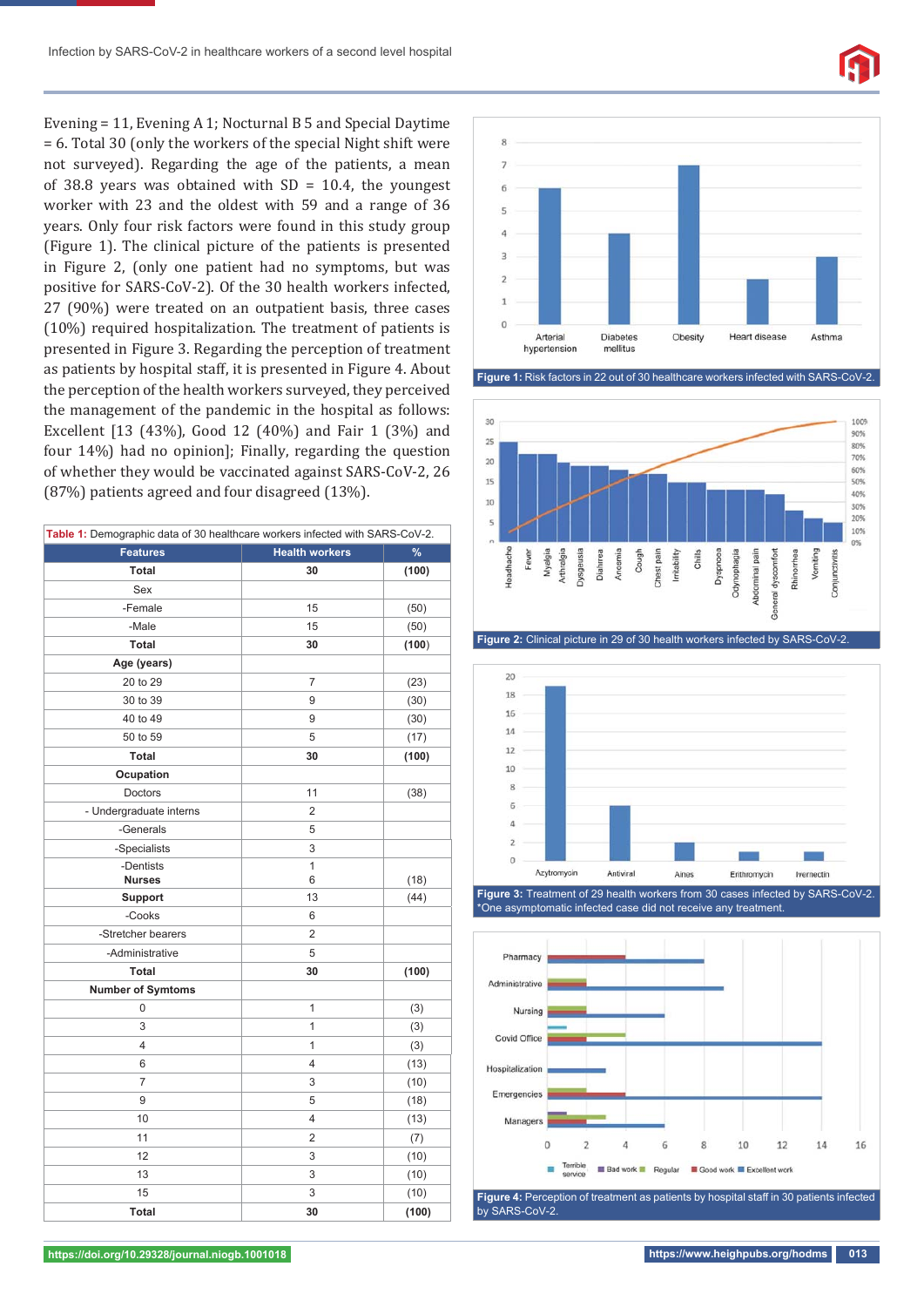Evening = 11, Evening A 1; Nocturnal B 5 and Special Daytime = 6. Total 30 (only the workers of the special Night shift were not surveyed). Regarding the age of the patients, a mean of 38.8 years was obtained with SD = 10.4, the youngest worker with 23 and the oldest with 59 and a range of 36 years. Only four risk factors were found in this study group (Figure 1). The clinical picture of the patients is presented in Figure 2, (only one patient had no symptoms, but was positive for SARS-CoV-2). Of the 30 health workers infected, 27 (90%) were treated on an outpatient basis, three cases (10%) required hospitalization. The treatment of patients is presented in Figure 3. Regarding the perception of treatment as patients by hospital staff, it is presented in Figure 4. About the perception of the health workers surveyed, they perceived the management of the pandemic in the hospital as follows: Excellent [13 (43%), Good 12 (40%) and Fair 1 (3%) and four 14%) had no opinion]; Finally, regarding the question of whether they would be vaccinated against SARS-CoV-2, 26 (87%) patients agreed and four disagreed (13%).

**Table 1:** Demographic data of 30 healthcare workers infected with SARS-CoV-2.

| Features | Health workers | % |
|---|---|---|
| **Total** | **30** | **(100)** |
| Sex | | |
| -Female | 15 | (50) |
| -Male | 15 | (50) |
| **Total** | **30** | **(100)** |
| **Age (years)** | | |
| 20 to 29 | 7 | (23) |
| 30 to 39 | 9 | (30) |
| 40 to 49 | 9 | (30) |
| 50 to 59 | 5 | (17) |
| **Total** | **30** | **(100)** |
| **Ocupation** | | |
| Doctors | 11 | (38) |
| - Undergraduate interns | 2 | |
| -Generals | 5 | |
| -Specialists | 3 | |
| -Dentists | 1 | |
| **Nurses** | 6 | (18) |
| **Support** | 13 | (44) |
| -Cooks | 6 | |
| -Stretcher bearers | 2 | |
| -Administrative | 5 | |
| **Total** | **30** | **(100)** |
| **Number of Symtoms** | | |
| 0 | 1 | (3) |
| 3 | 1 | (3) |
| 4 | 1 | (3) |
| 6 | 4 | (13) |
| 7 | 3 | (10) |
| 9 | 5 | (18) |
| 10 | 4 | (13) |
| 11 | 2 | (7) |
| 12 | 3 | (10) |
| 13 | 3 | (10) |
| 15 | 3 | (10) |
| **Total** | **30** | **(100)** |

**Figure 1:** Risk factors in 22 out of 30 healthcare workers infected with SARS-CoV-2.

**Figure 2:** Clinical picture in 29 of 30 health workers infected by SARS-CoV-2.

**Figure 3:** Treatment of 29 health workers from 30 cases infected by SARS-CoV-2. *One asymptomatic infected case did not receive any treatment.

**Figure 4:** Perception of treatment as patients by hospital staff in 30 patients infected by SARS-CoV-2.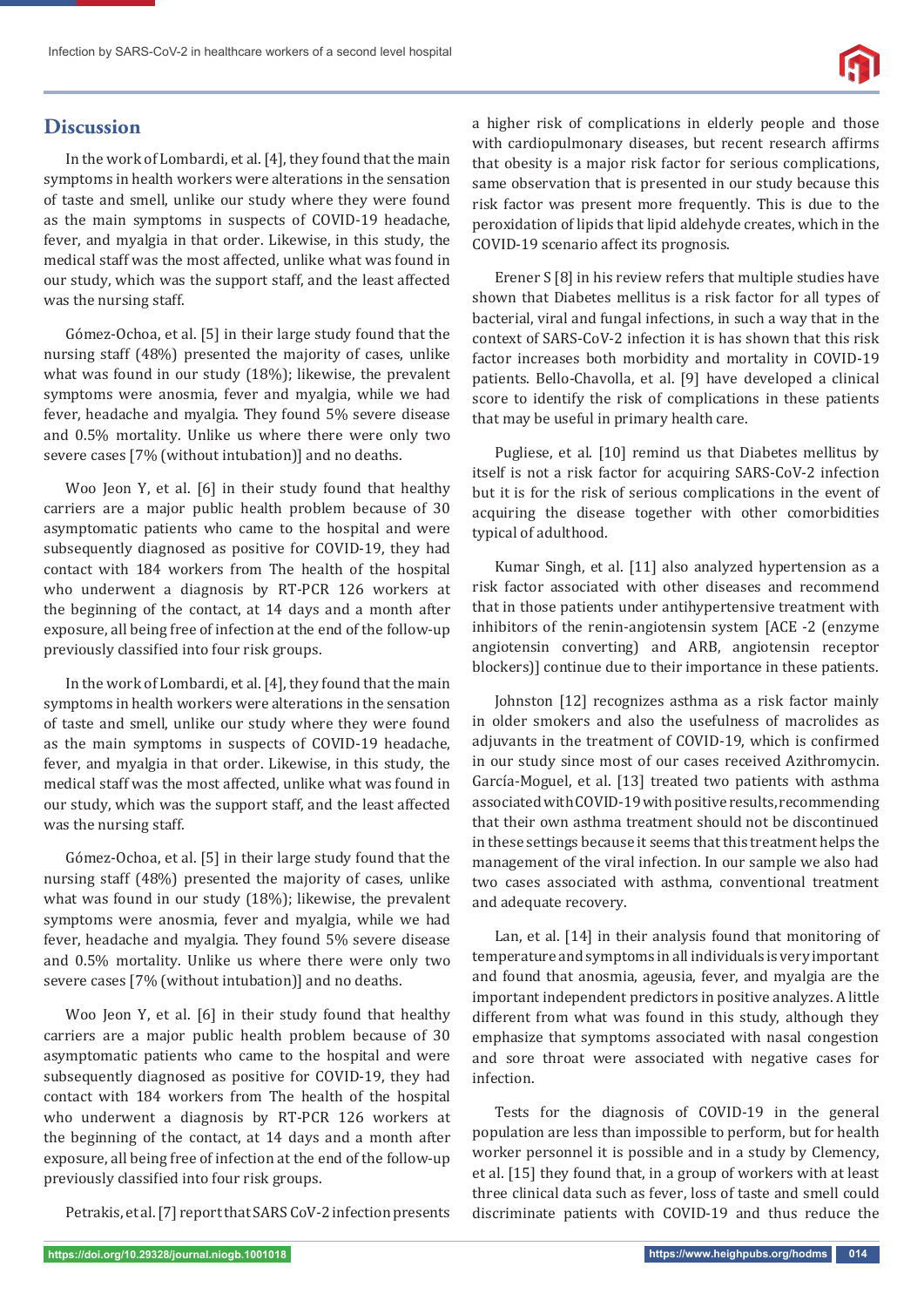## Discussion

In the work of Lombardi, et al. [4], they found that the main symptoms in health workers were alterations in the sensation of taste and smell, unlike our study where they were found as the main symptoms in suspects of COVID-19 headache, fever, and myalgia in that order. Likewise, in this study, the medical staff was the most affected, unlike what was found in our study, which was the support staff, and the least affected was the nursing staff.

Gómez-Ochoa, et al. [5] in their large study found that the nursing staff (48%) presented the majority of cases, unlike what was found in our study (18%); likewise, the prevalent symptoms were anosmia, fever and myalgia, while we had fever, headache and myalgia. They found 5% severe disease and 0.5% mortality. Unlike us where there were only two severe cases [7% (without intubation)] and no deaths.

Woo Jeon Y, et al. [6] in their study found that healthy carriers are a major public health problem because of 30 asymptomatic patients who came to the hospital and were subsequently diagnosed as positive for COVID-19, they had contact with 184 workers from The health of the hospital who underwent a diagnosis by RT-PCR 126 workers at the beginning of the contact, at 14 days and a month after exposure, all being free of infection at the end of the follow-up previously classified into four risk groups.

In the work of Lombardi, et al. [4], they found that the main symptoms in health workers were alterations in the sensation of taste and smell, unlike our study where they were found as the main symptoms in suspects of COVID-19 headache, fever, and myalgia in that order. Likewise, in this study, the medical staff was the most affected, unlike what was found in our study, which was the support staff, and the least affected was the nursing staff.

Gómez-Ochoa, et al. [5] in their large study found that the nursing staff (48%) presented the majority of cases, unlike what was found in our study (18%); likewise, the prevalent symptoms were anosmia, fever and myalgia, while we had fever, headache and myalgia. They found 5% severe disease and 0.5% mortality. Unlike us where there were only two severe cases [7% (without intubation)] and no deaths.

Woo Jeon Y, et al. [6] in their study found that healthy carriers are a major public health problem because of 30 asymptomatic patients who came to the hospital and were subsequently diagnosed as positive for COVID-19, they had contact with 184 workers from The health of the hospital who underwent a diagnosis by RT-PCR 126 workers at the beginning of the contact, at 14 days and a month after exposure, all being free of infection at the end of the follow-up previously classified into four risk groups.

Petrakis, et al. [7] report that SARS CoV-2 infection presents a higher risk of complications in elderly people and those with cardiopulmonary diseases, but recent research affirms that obesity is a major risk factor for serious complications, same observation that is presented in our study because this risk factor was present more frequently. This is due to the peroxidation of lipids that lipid aldehyde creates, which in the COVID-19 scenario affect its prognosis.

Erener S [8] in his review refers that multiple studies have shown that Diabetes mellitus is a risk factor for all types of bacterial, viral and fungal infections, in such a way that in the context of SARS-CoV-2 infection it is has shown that this risk factor increases both morbidity and mortality in COVID-19 patients. Bello-Chavolla, et al. [9] have developed a clinical score to identify the risk of complications in these patients that may be useful in primary health care.

Pugliese, et al. [10] remind us that Diabetes mellitus by itself is not a risk factor for acquiring SARS-CoV-2 infection but it is for the risk of serious complications in the event of acquiring the disease together with other comorbidities typical of adulthood.

Kumar Singh, et al. [11] also analyzed hypertension as a risk factor associated with other diseases and recommend that in those patients under antihypertensive treatment with inhibitors of the renin-angiotensin system [ACE -2 (enzyme angiotensin converting) and ARB, angiotensin receptor blockers)] continue due to their importance in these patients.

Johnston [12] recognizes asthma as a risk factor mainly in older smokers and also the usefulness of macrolides as adjuvants in the treatment of COVID-19, which is confirmed in our study since most of our cases received Azithromycin. García-Moguel, et al. [13] treated two patients with asthma associated with COVID-19 with positive results, recommending that their own asthma treatment should not be discontinued in these settings because it seems that this treatment helps the management of the viral infection. In our sample we also had two cases associated with asthma, conventional treatment and adequate recovery.

Lan, et al. [14] in their analysis found that monitoring of temperature and symptoms in all individuals is very important and found that anosmia, ageusia, fever, and myalgia are the important independent predictors in positive analyzes. A little different from what was found in this study, although they emphasize that symptoms associated with nasal congestion and sore throat were associated with negative cases for infection.

Tests for the diagnosis of COVID-19 in the general population are less than impossible to perform, but for health worker personnel it is possible and in a study by Clemency, et al. [15] they found that, in a group of workers with at least three clinical data such as fever, loss of taste and smell could discriminate patients with COVID-19 and thus reduce the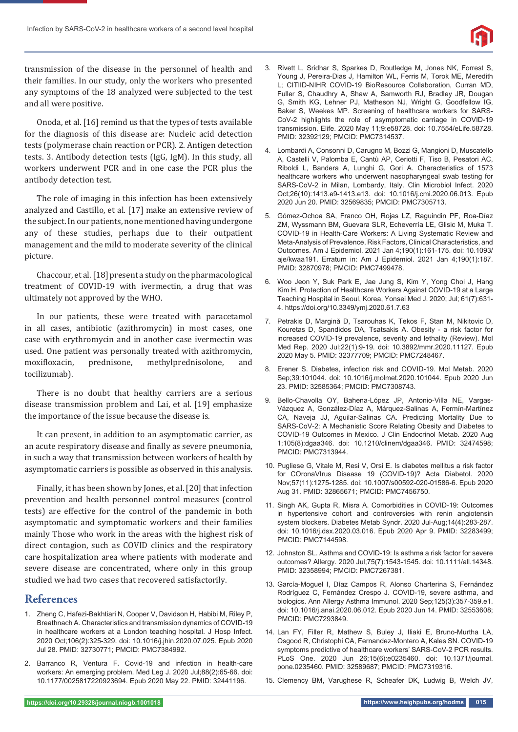transmission of the disease in the personnel of health and their families. In our study, only the workers who presented any symptoms of the 18 analyzed were subjected to the test and all were positive.

Onoda, et al. [16] remind us that the types of tests available for the diagnosis of this disease are: Nucleic acid detection tests (polymerase chain reaction or PCR). 2. Antigen detection tests. 3. Antibody detection tests (IgG, IgM). In this study, all workers underwent PCR and in one case the PCR plus the antibody detection test.

The role of imaging in this infection has been extensively analyzed and Castillo, et al. [17] make an extensive review of the subject. In our patients, none mentioned having undergone any of these studies, perhaps due to their outpatient management and the mild to moderate severity of the clinical picture.

Chaccour, et al. [18] present a study on the pharmacological treatment of COVID-19 with ivermectin, a drug that was ultimately not approved by the WHO.

In our patients, these were treated with paracetamol in all cases, antibiotic (azithromycin) in most cases, one case with erythromycin and in another case ivermectin was used. One patient was personally treated with azithromycin, moxifloxacin, prednisone, methylprednisolone, and tocilizumab).

There is no doubt that healthy carriers are a serious disease transmission problem and Lai, et al. [19] emphasize the importance of the issue because the disease is.

It can present, in addition to an asymptomatic carrier, as an acute respiratory disease and finally as severe pneumonia, in such a way that transmission between workers of health by asymptomatic carriers is possible as observed in this analysis.

Finally, it has been shown by Jones, et al. [20] that infection prevention and health personnel control measures (control tests) are effective for the control of the pandemic in both asymptomatic and symptomatic workers and their families mainly Those who work in the areas with the highest risk of direct contagion, such as COVID clinics and the respiratory care hospitalization area where patients with moderate and severe disease are concentrated, where only in this group studied we had two cases that recovered satisfactorily.

## References

1. Zheng C, Hafezi-Bakhtiari N, Cooper V, Davidson H, Habibi M, Riley P, Breathnach A. Characteristics and transmission dynamics of COVID-19 in healthcare workers at a London teaching hospital. J Hosp Infect. 2020 Oct;106(2):325-329. doi: 10.1016/j.jhin.2020.07.025. Epub 2020 Jul 28. PMID: 32730771; PMCID: PMC7384992.
2. Barranco R, Ventura F. Covid-19 and infection in health-care workers: An emerging problem. Med Leg J. 2020 Jul;88(2):65-66. doi: 10.1177/0025817220923694. Epub 2020 May 22. PMID: 32441196.
3. Rivett L, Sridhar S, Sparkes D, Routledge M, Jones NK, Forrest S, Young J, Pereira-Dias J, Hamilton WL, Ferris M, Torok ME, Meredith L; CITIID-NIHR COVID-19 BioResource Collaboration, Curran MD, Fuller S, Chaudhry A, Shaw A, Samworth RJ, Bradley JR, Dougan G, Smith KG, Lehner PJ, Matheson NJ, Wright G, Goodfellow IG, Baker S, Weekes MP. Screening of healthcare workers for SARS-CoV-2 highlights the role of asymptomatic carriage in COVID-19 transmission. Elife. 2020 May 11;9:e58728. doi: 10.7554/eLife.58728. PMID: 32392129; PMCID: PMC7314537.
4. Lombardi A, Consonni D, Carugno M, Bozzi G, Mangioni D, Muscatello A, Castelli V, Palomba E, Cantù AP, Ceriotti F, Tiso B, Pesatori AC, Riboldi L, Bandera A, Lunghi G, Gori A. Characteristics of 1573 healthcare workers who underwent nasopharyngeal swab testing for SARS-CoV-2 in Milan, Lombardy, Italy. Clin Microbiol Infect. 2020 Oct;26(10):1413.e9-1413.e13. doi: 10.1016/j.cmi.2020.06.013. Epub 2020 Jun 20. PMID: 32569835; PMCID: PMC7305713.
5. Gómez-Ochoa SA, Franco OH, Rojas LZ, Raguindin PF, Roa-Díaz ZM, Wyssmann BM, Guevara SLR, Echeverría LE, Glisic M, Muka T. COVID-19 in Health-Care Workers: A Living Systematic Review and Meta-Analysis of Prevalence, Risk Factors, Clinical Characteristics, and Outcomes. Am J Epidemiol. 2021 Jan 4;190(1):161-175. doi: 10.1093/aje/kwaa191. Erratum in: Am J Epidemiol. 2021 Jan 4;190(1):187. PMID: 32870978; PMCID: PMC7499478.
6. Woo Jeon Y, Suk Park E, Jae Jung S, Kim Y, Yong Choi J, Hang Kim H. Protection of Healthcare Workers Against COVID-19 at a Large Teaching Hospital in Seoul, Korea, Yonsei Med J. 2020; Jul; 61(7):631-4. https://doi.org/10.3349/ymj.2020.61.7.63
7. Petrakis D, Margină D, Tsarouhas K, Tekos F, Stan M, Nikitovic D, Kouretas D, Spandidos DA, Tsatsakis A. Obesity - a risk factor for increased COVID-19 prevalence, severity and lethality (Review). Mol Med Rep. 2020 Jul;22(1):9-19. doi: 10.3892/mmr.2020.11127. Epub 2020 May 5. PMID: 32377709; PMCID: PMC7248467.
8. Erener S. Diabetes, infection risk and COVID-19. Mol Metab. 2020 Sep;39:101044. doi: 10.1016/j.molmet.2020.101044. Epub 2020 Jun 23. PMID: 32585364; PMCID: PMC7308743.
9. Bello-Chavolla OY, Bahena-López JP, Antonio-Villa NE, Vargas-Vázquez A, González-Díaz A, Márquez-Salinas A, Fermín-Martínez CA, Naveja JJ, Aguilar-Salinas CA. Predicting Mortality Due to SARS-CoV-2: A Mechanistic Score Relating Obesity and Diabetes to COVID-19 Outcomes in Mexico. J Clin Endocrinol Metab. 2020 Aug 1;105(8):dgaa346. doi: 10.1210/clinem/dgaa346. PMID: 32474598; PMCID: PMC7313944.
10. Pugliese G, Vitale M, Resi V, Orsi E. Is diabetes mellitus a risk factor for COronaVIrus Disease 19 (COVID-19)? Acta Diabetol. 2020 Nov;57(11):1275-1285. doi: 10.1007/s00592-020-01586-6. Epub 2020 Aug 31. PMID: 32865671; PMCID: PMC7456750.
11. Singh AK, Gupta R, Misra A. Comorbidities in COVID-19: Outcomes in hypertensive cohort and controversies with renin angiotensin system blockers. Diabetes Metab Syndr. 2020 Jul-Aug;14(4):283-287. doi: 10.1016/j.dsx.2020.03.016. Epub 2020 Apr 9. PMID: 32283499; PMCID: PMC7144598.
12. Johnston SL. Asthma and COVID-19: Is asthma a risk factor for severe outcomes? Allergy. 2020 Jul;75(7):1543-1545. doi: 10.1111/all.14348. PMID: 32358994; PMCID: PMC7267381.
13. García-Moguel I, Díaz Campos R, Alonso Charterina S, Fernández Rodríguez C, Fernández Crespo J. COVID-19, severe asthma, and biologics. Ann Allergy Asthma Immunol. 2020 Sep;125(3):357-359.e1. doi: 10.1016/j.anai.2020.06.012. Epub 2020 Jun 14. PMID: 32553608; PMCID: PMC7293849.
14. Lan FY, Filler R, Mathew S, Buley J, Iliaki E, Bruno-Murtha LA, Osgood R, Christophi CA, Fernandez-Montero A, Kales SN. COVID-19 symptoms predictive of healthcare workers' SARS-CoV-2 PCR results. PLoS One. 2020 Jun 26;15(6):e0235460. doi: 10.1371/journal.pone.0235460. PMID: 32589687; PMCID: PMC7319316.
15. Clemency BM, Varughese R, Scheafer DK, Ludwig B, Welch JV,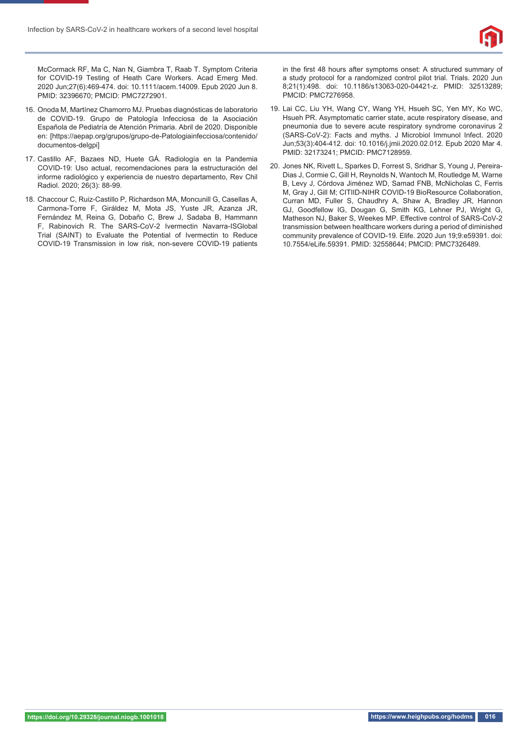McCormack RF, Ma C, Nan N, Giambra T, Raab T. Symptom Criteria for COVID-19 Testing of Heath Care Workers. Acad Emerg Med. 2020 Jun;27(6):469-474. doi: 10.1111/acem.14009. Epub 2020 Jun 8. PMID: 32396670; PMCID: PMC7272901.

16. Onoda M, Martínez Chamorro MJ. Pruebas diagnósticas de laboratorio de COVID-19. Grupo de Patología Infecciosa de la Asociación Española de Pediatría de Atención Primaria. Abril de 2020. Disponible en: [https://aepap.org/grupos/grupo-de-Patologiainfecciosa/contenido/documentos-delgpi]

17. Castillo AF, Bazaes ND, Huete GÁ. Radiología en la Pandemia COVID-19: Uso actual, recomendaciones para la estructuración del informe radiológico y experiencia de nuestro departamento, Rev Chil Radiol. 2020; 26(3): 88-99.

18. Chaccour C, Ruiz-Castillo P, Richardson MA, Moncunill G, Casellas A, Carmona-Torre F, Giráldez M, Mota JS, Yuste JR, Azanza JR, Fernández M, Reina G, Dobaño C, Brew J, Sadaba B, Hammann F, Rabinovich R. The SARS-CoV-2 Ivermectin Navarra-ISGlobal Trial (SAINT) to Evaluate the Potential of Ivermectin to Reduce COVID-19 Transmission in low risk, non-severe COVID-19 patients in the first 48 hours after symptoms onset: A structured summary of a study protocol for a randomized control pilot trial. Trials. 2020 Jun 8;21(1):498. doi: 10.1186/s13063-020-04421-z. PMID: 32513289; PMCID: PMC7276958.

19. Lai CC, Liu YH, Wang CY, Wang YH, Hsueh SC, Yen MY, Ko WC, Hsueh PR. Asymptomatic carrier state, acute respiratory disease, and pneumonia due to severe acute respiratory syndrome coronavirus 2 (SARS-CoV-2): Facts and myths. J Microbiol Immunol Infect. 2020 Jun;53(3):404-412. doi: 10.1016/j.jmii.2020.02.012. Epub 2020 Mar 4. PMID: 32173241; PMCID: PMC7128959.

20. Jones NK, Rivett L, Sparkes D, Forrest S, Sridhar S, Young J, Pereira-Dias J, Cormie C, Gill H, Reynolds N, Wantoch M, Routledge M, Warne B, Levy J, Córdova Jiménez WD, Samad FNB, McNicholas C, Ferris M, Gray J, Gill M; CITIID-NIHR COVID-19 BioResource Collaboration, Curran MD, Fuller S, Chaudhry A, Shaw A, Bradley JR, Hannon GJ, Goodfellow IG, Dougan G, Smith KG, Lehner PJ, Wright G, Matheson NJ, Baker S, Weekes MP. Effective control of SARS-CoV-2 transmission between healthcare workers during a period of diminished community prevalence of COVID-19. Elife. 2020 Jun 19;9:e59391. doi: 10.7554/eLife.59391. PMID: 32558644; PMCID: PMC7326489.